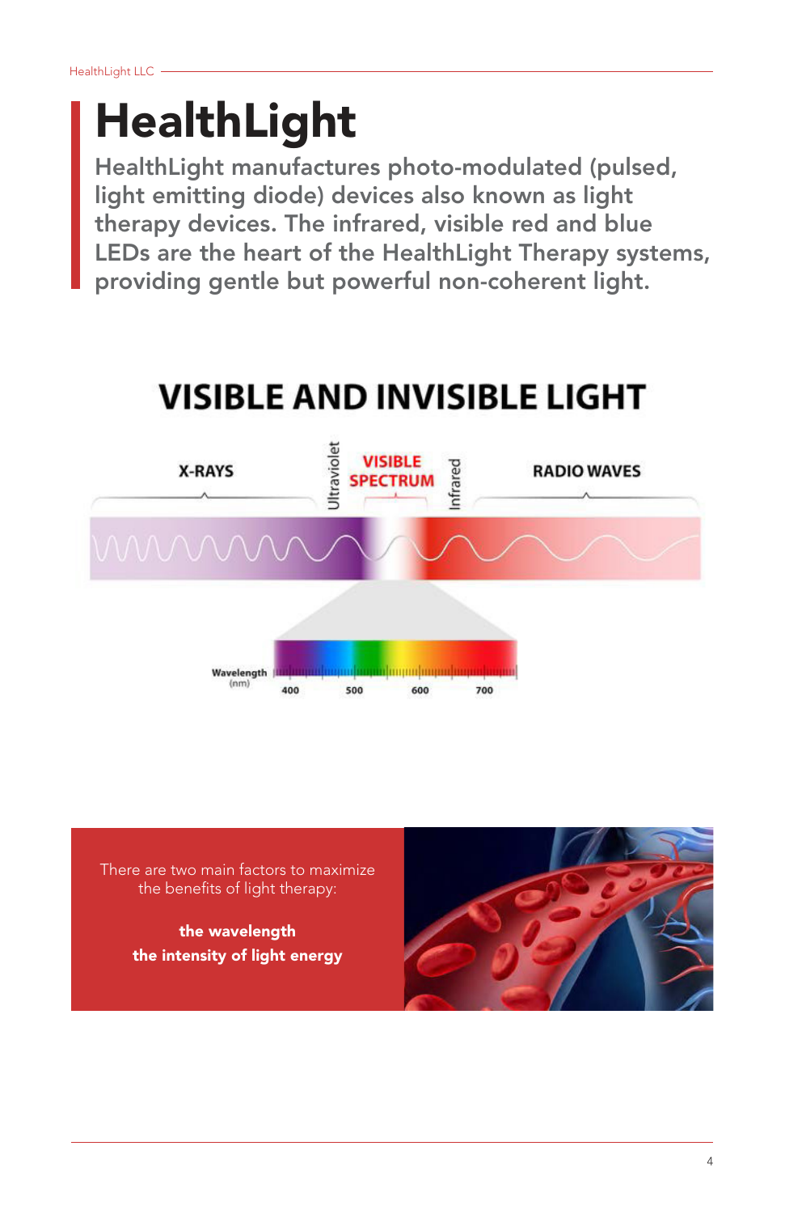# HealthLight

**HealthLight manufactures photo-modulated (pulsed, light emitting diode) devices also known as light therapy devices. The infrared, visible red and blue LEDs are the heart of the HealthLight Therapy systems, providing gentle but powerful non-coherent light.**

## VISIBLE AND INVISIBLE LIGHT

X-RAYS | Ultraviolet | VISIBLE SPECTRUM | Infrared | RADIO WAVES

Wavelength (nm): 400, 500, 600, 700

There are two main factors to maximize the benefits of light therapy:

**the wavelength**
**the intensity of light energy**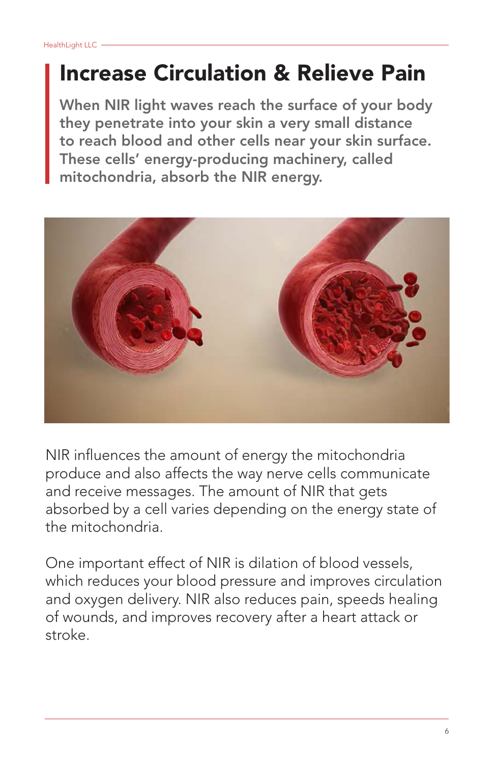# Increase Circulation & Relieve Pain

**When NIR light waves reach the surface of your body they penetrate into your skin a very small distance to reach blood and other cells near your skin surface. These cells' energy-producing machinery, called mitochondria, absorb the NIR energy.**

NIR influences the amount of energy the mitochondria produce and also affects the way nerve cells communicate and receive messages. The amount of NIR that gets absorbed by a cell varies depending on the energy state of the mitochondria.

One important effect of NIR is dilation of blood vessels, which reduces your blood pressure and improves circulation and oxygen delivery. NIR also reduces pain, speeds healing of wounds, and improves recovery after a heart attack or stroke.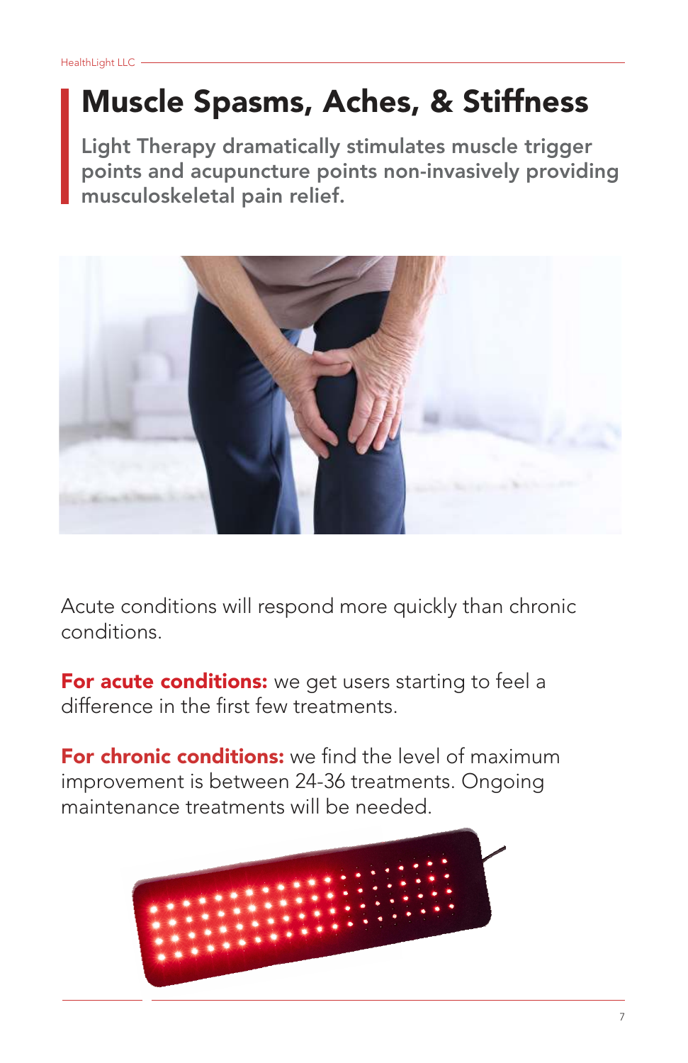# Muscle Spasms, Aches, & Stiffness

**Light Therapy dramatically stimulates muscle trigger points and acupuncture points non-invasively providing musculoskeletal pain relief.**

Acute conditions will respond more quickly than chronic conditions.

**For acute conditions:** we get users starting to feel a difference in the first few treatments.

**For chronic conditions:** we find the level of maximum improvement is between 24-36 treatments. Ongoing maintenance treatments will be needed.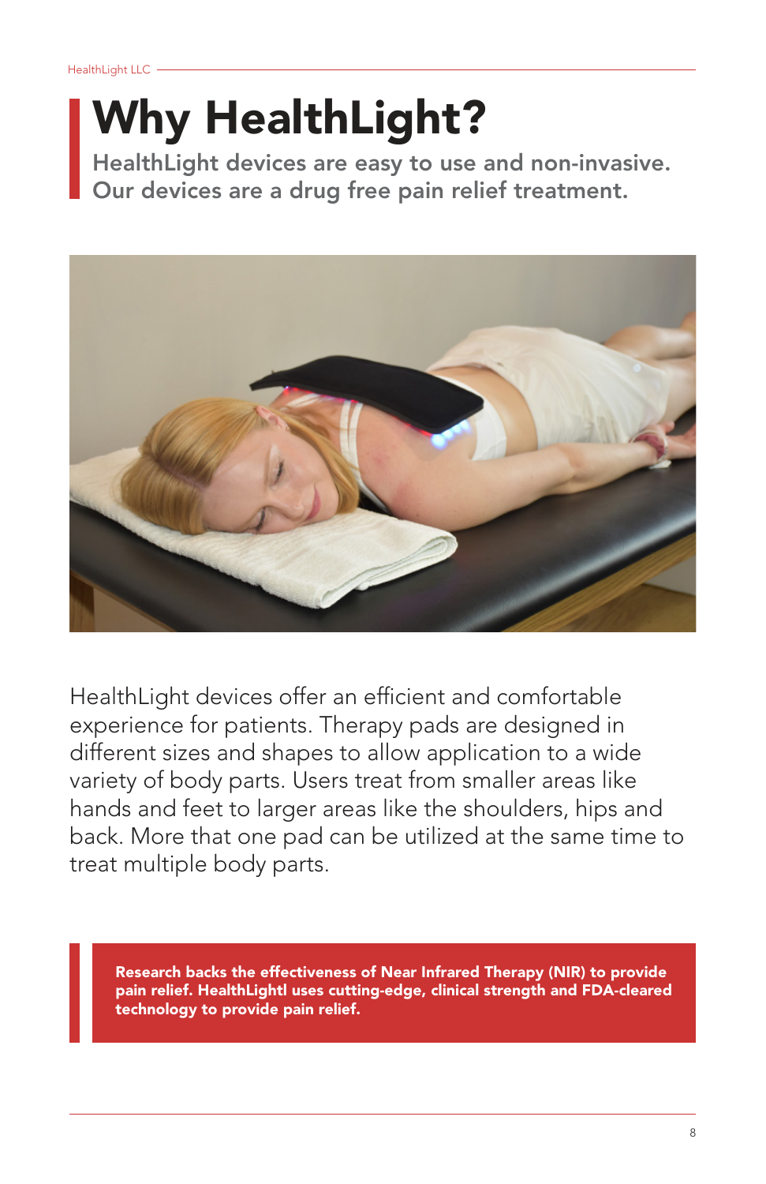# Why HealthLight?

**HealthLight devices are easy to use and non-invasive. Our devices are a drug free pain relief treatment.**

HealthLight devices offer an efficient and comfortable experience for patients. Therapy pads are designed in different sizes and shapes to allow application to a wide variety of body parts. Users treat from smaller areas like hands and feet to larger areas like the shoulders, hips and back. More that one pad can be utilized at the same time to treat multiple body parts.

**Research backs the effectiveness of Near Infrared Therapy (NIR) to provide pain relief. HealthLightl uses cutting-edge, clinical strength and FDA-cleared technology to provide pain relief.**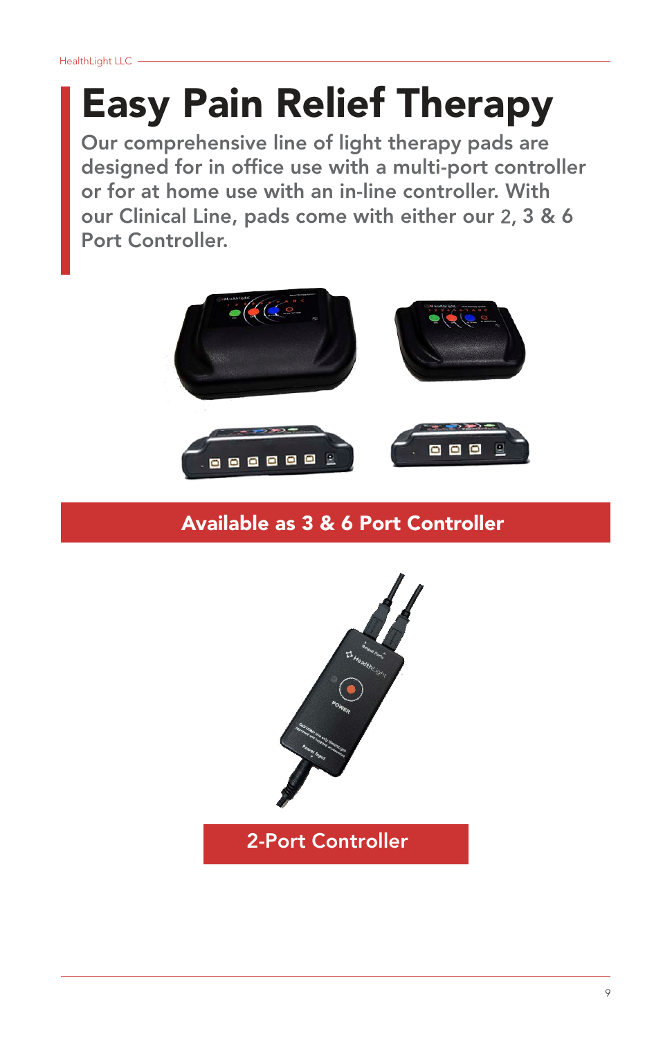# Easy Pain Relief Therapy

## Our comprehensive line of light therapy pads are designed for in office use with a multi-port controller or for at home use with an in-line controller. With our Clinical Line, pads come with either our 2, 3 & 6 Port Controller.

**Available as 3 & 6 Port Controller**

**2-Port Controller**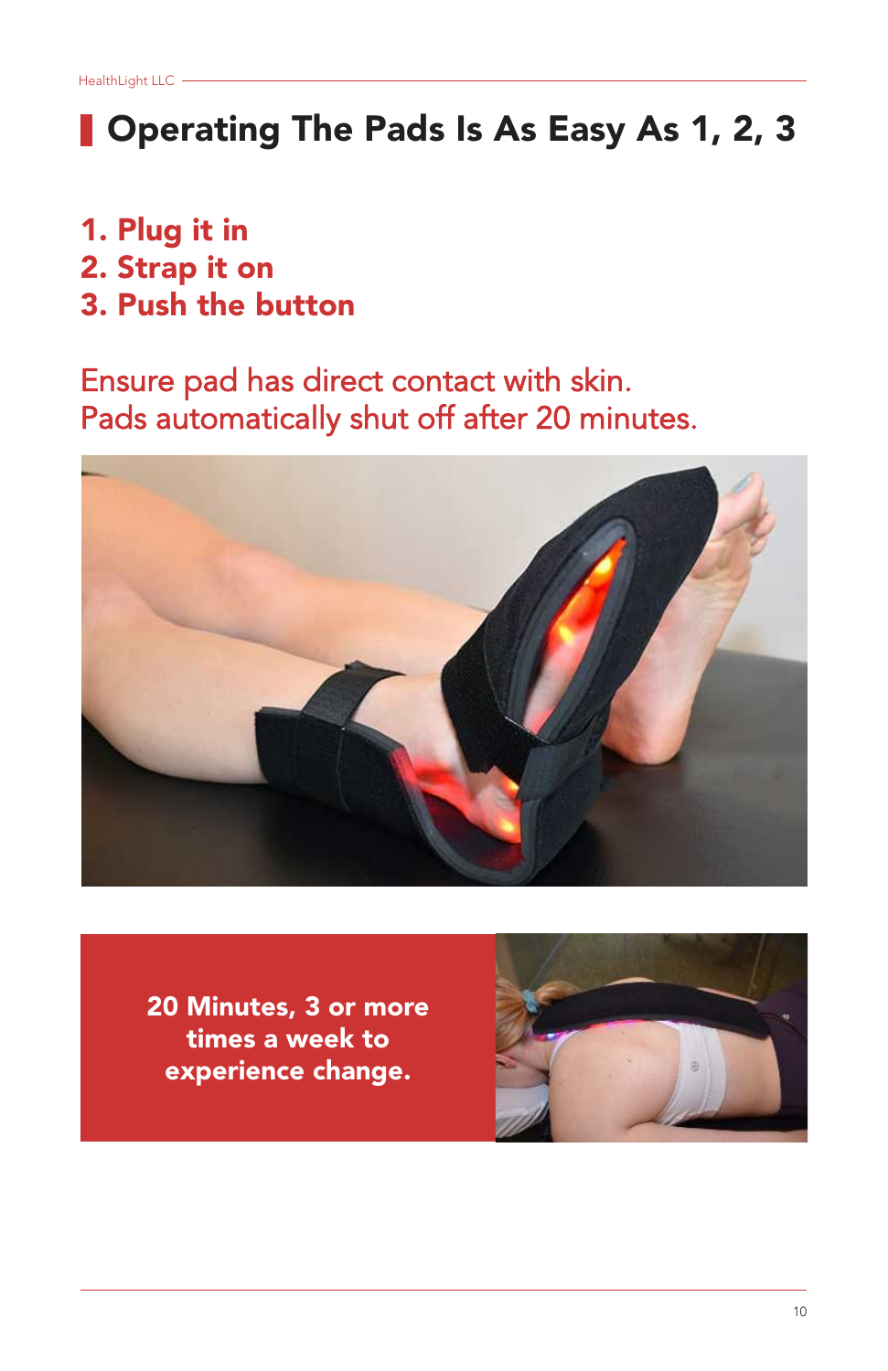# Operating The Pads Is As Easy As 1, 2, 3

**1. Plug it in**
**2. Strap it on**
**3. Push the button**

Ensure pad has direct contact with skin.
Pads automatically shut off after 20 minutes.

**20 Minutes, 3 or more times a week to experience change.**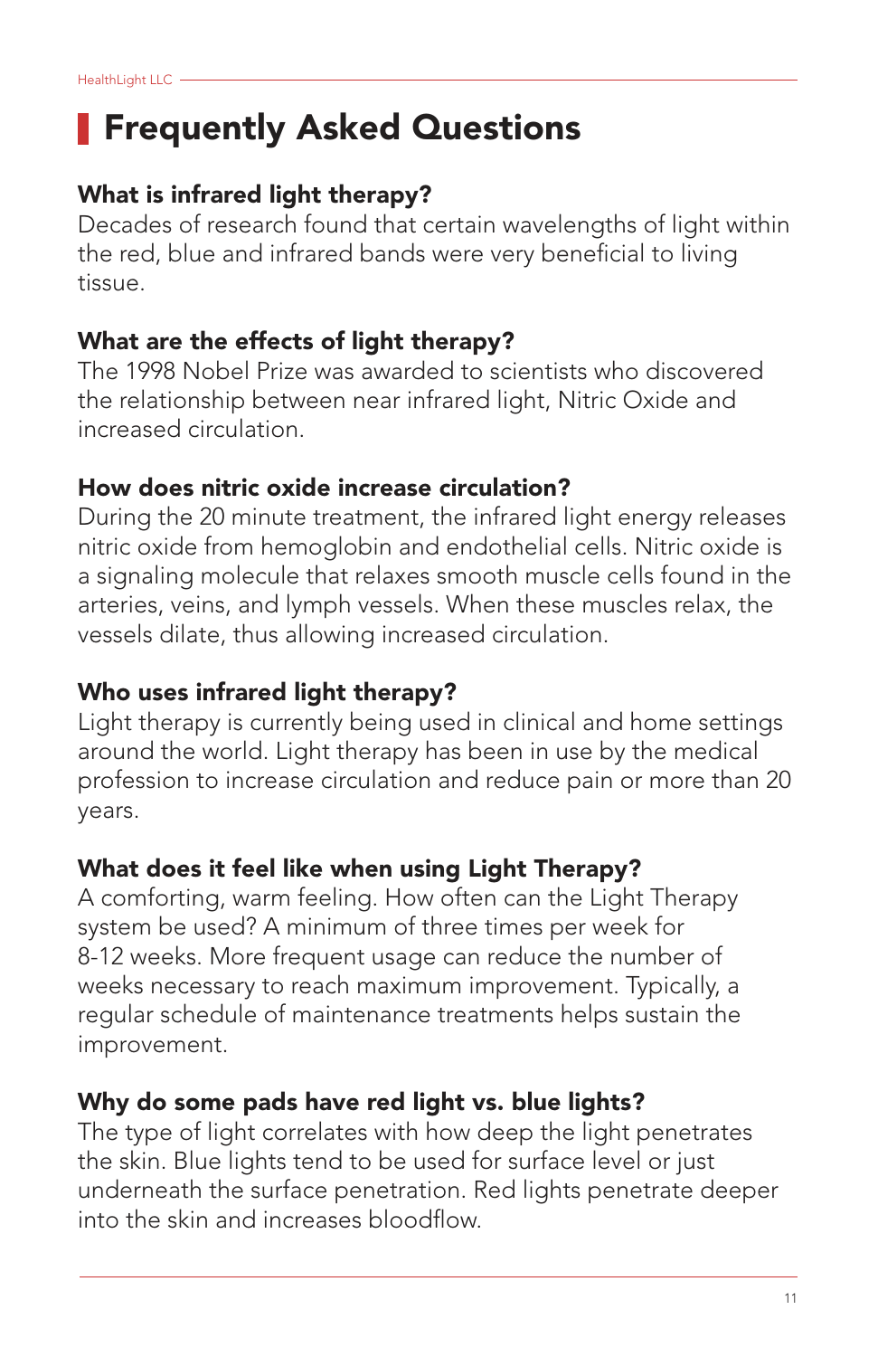# Frequently Asked Questions

### What is infrared light therapy?

Decades of research found that certain wavelengths of light within the red, blue and infrared bands were very beneficial to living tissue.

### What are the effects of light therapy?

The 1998 Nobel Prize was awarded to scientists who discovered the relationship between near infrared light, Nitric Oxide and increased circulation.

### How does nitric oxide increase circulation?

During the 20 minute treatment, the infrared light energy releases nitric oxide from hemoglobin and endothelial cells. Nitric oxide is a signaling molecule that relaxes smooth muscle cells found in the arteries, veins, and lymph vessels. When these muscles relax, the vessels dilate, thus allowing increased circulation.

### Who uses infrared light therapy?

Light therapy is currently being used in clinical and home settings around the world. Light therapy has been in use by the medical profession to increase circulation and reduce pain or more than 20 years.

### What does it feel like when using Light Therapy?

A comforting, warm feeling. How often can the Light Therapy system be used? A minimum of three times per week for 8-12 weeks. More frequent usage can reduce the number of weeks necessary to reach maximum improvement. Typically, a regular schedule of maintenance treatments helps sustain the improvement.

### Why do some pads have red light vs. blue lights?

The type of light correlates with how deep the light penetrates the skin. Blue lights tend to be used for surface level or just underneath the surface penetration. Red lights penetrate deeper into the skin and increases bloodflow.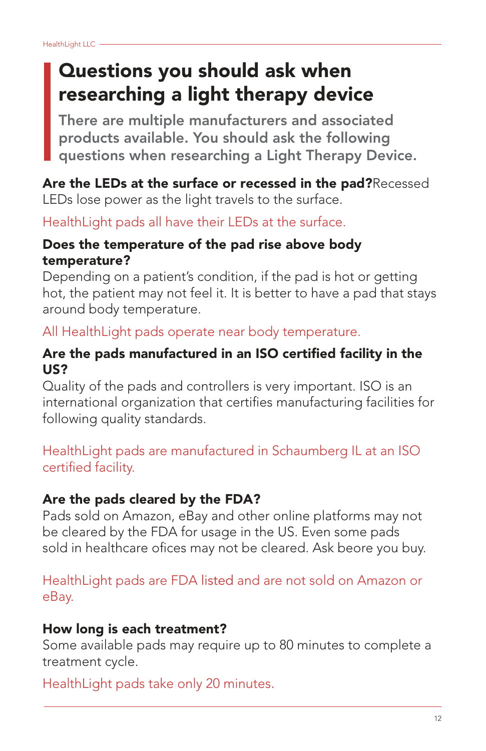# Questions you should ask when researching a light therapy device

**There are multiple manufacturers and associated products available. You should ask the following questions when researching a Light Therapy Device.**

**Are the LEDs at the surface or recessed in the pad?**Recessed LEDs lose power as the light travels to the surface.

HealthLight pads all have their LEDs at the surface.

**Does the temperature of the pad rise above body temperature?**
Depending on a patient's condition, if the pad is hot or getting hot, the patient may not feel it. It is better to have a pad that stays around body temperature.

All HealthLight pads operate near body temperature.

**Are the pads manufactured in an ISO certified facility in the US?**
Quality of the pads and controllers is very important. ISO is an international organization that certifies manufacturing facilities for following quality standards.

HealthLight pads are manufactured in Schaumberg IL at an ISO certified facility.

**Are the pads cleared by the FDA?**
Pads sold on Amazon, eBay and other online platforms may not be cleared by the FDA for usage in the US. Even some pads sold in healthcare ofices may not be cleared. Ask beore you buy.

HealthLight pads are FDA listed and are not sold on Amazon or eBay.

**How long is each treatment?**
Some available pads may require up to 80 minutes to complete a treatment cycle.

HealthLight pads take only 20 minutes.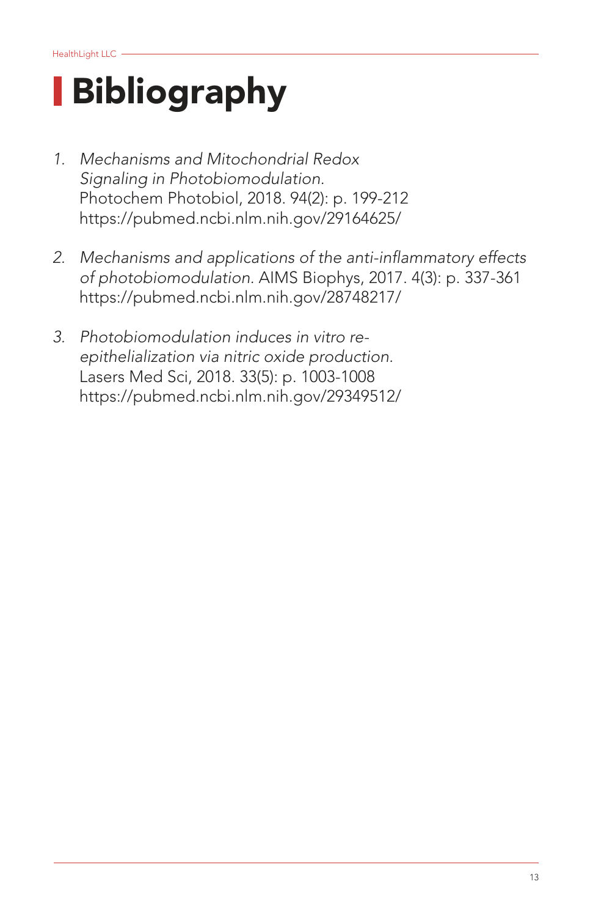# Bibliography

1. *Mechanisms and Mitochondrial Redox Signaling in Photobiomodulation.* Photochem Photobiol, 2018. 94(2): p. 199-212 https://pubmed.ncbi.nlm.nih.gov/29164625/

2. *Mechanisms and applications of the anti-inflammatory effects of photobiomodulation.* AIMS Biophys, 2017. 4(3): p. 337-361 https://pubmed.ncbi.nlm.nih.gov/28748217/

3. *Photobiomodulation induces in vitro re-epithelialization via nitric oxide production.* Lasers Med Sci, 2018. 33(5): p. 1003-1008 https://pubmed.ncbi.nlm.nih.gov/29349512/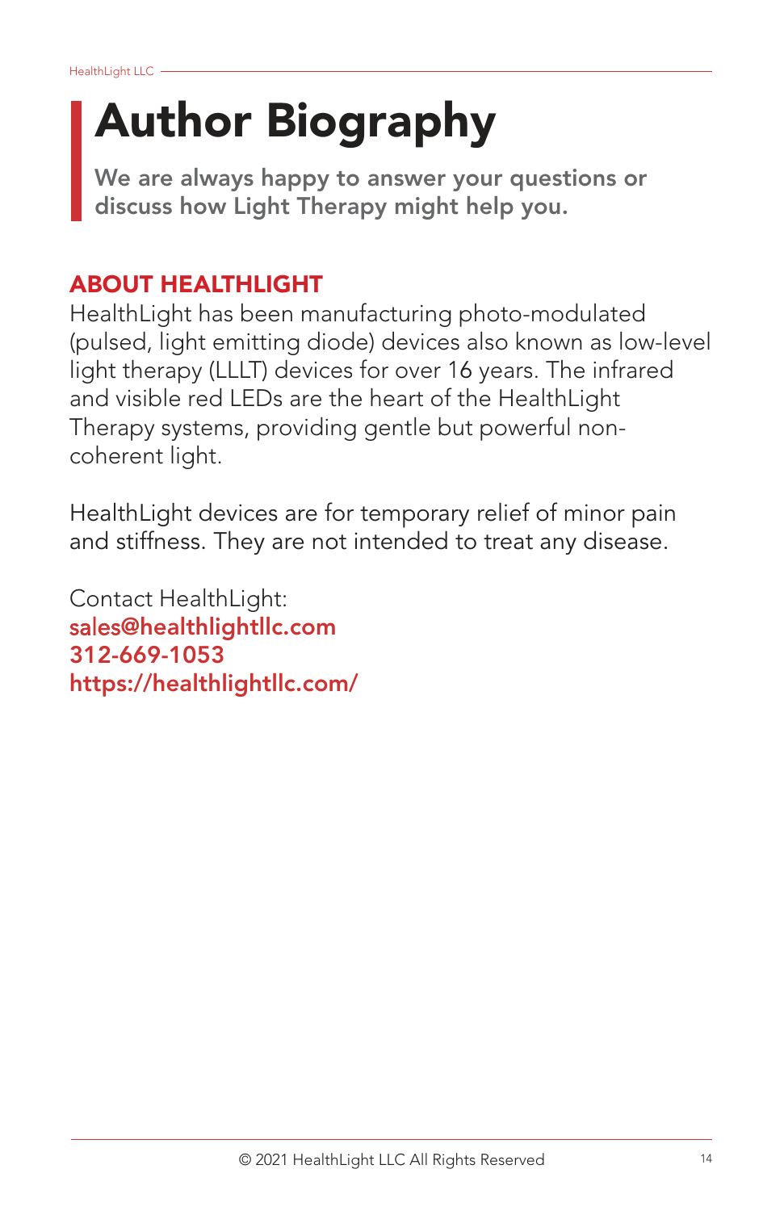# Author Biography

**We are always happy to answer your questions or discuss how Light Therapy might help you.**

## ABOUT HEALTHLIGHT

HealthLight has been manufacturing photo-modulated (pulsed, light emitting diode) devices also known as low-level light therapy (LLLT) devices for over 16 years. The infrared and visible red LEDs are the heart of the HealthLight Therapy systems, providing gentle but powerful non-coherent light.

HealthLight devices are for temporary relief of minor pain and stiffness. They are not intended to treat any disease.

Contact HealthLight:
sales@healthlightllc.com
312-669-1053
https://healthlightllc.com/

© 2021 HealthLight LLC All Rights Reserved